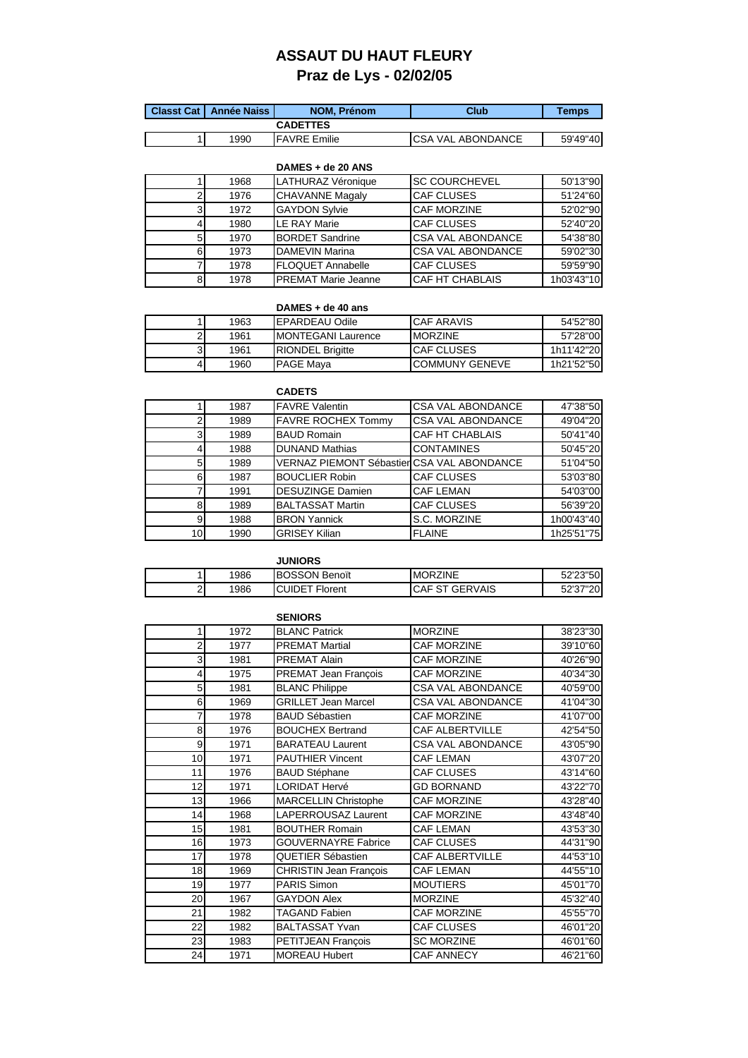# ASSAUT DU HAUT FLEURY

## Praz de Lys - 02/02/05

| Classt Cat | Année Naiss | NOM, Prénom | Club | Temps |
|---|---|---|---|---|
| | | **CADETTES** | | |
| 1 | 1990 | FAVRE Emilie | CSA VAL ABONDANCE | 59'49"40 |
| | | **DAMES + de 20 ANS** | | |
| 1 | 1968 | LATHURAZ Véronique | SC COURCHEVEL | 50'13"90 |
| 2 | 1976 | CHAVANNE Magaly | CAF CLUSES | 51'24"60 |
| 3 | 1972 | GAYDON Sylvie | CAF MORZINE | 52'02"90 |
| 4 | 1980 | LE RAY Marie | CAF CLUSES | 52'40"20 |
| 5 | 1970 | BORDET Sandrine | CSA VAL ABONDANCE | 54'38"80 |
| 6 | 1973 | DAMEVIN Marina | CSA VAL ABONDANCE | 59'02"30 |
| 7 | 1978 | FLOQUET Annabelle | CAF CLUSES | 59'59"90 |
| 8 | 1978 | PREMAT Marie Jeanne | CAF HT CHABLAIS | 1h03'43"10 |
| | | **DAMES + de 40 ans** | | |
| 1 | 1963 | EPARDEAU Odile | CAF ARAVIS | 54'52"80 |
| 2 | 1961 | MONTEGANI Laurence | MORZINE | 57'28"00 |
| 3 | 1961 | RIONDEL Brigitte | CAF CLUSES | 1h11'42"20 |
| 4 | 1960 | PAGE Maya | COMMUNY GENEVE | 1h21'52"50 |
| | | **CADETS** | | |
| 1 | 1987 | FAVRE Valentin | CSA VAL ABONDANCE | 47'38"50 |
| 2 | 1989 | FAVRE ROCHEX Tommy | CSA VAL ABONDANCE | 49'04"20 |
| 3 | 1989 | BAUD Romain | CAF HT CHABLAIS | 50'41"40 |
| 4 | 1988 | DUNAND Mathias | CONTAMINES | 50'45"20 |
| 5 | 1989 | VERNAZ PIEMONT Sébastien | CSA VAL ABONDANCE | 51'04"50 |
| 6 | 1987 | BOUCLIER Robin | CAF CLUSES | 53'03"80 |
| 7 | 1991 | DESUZINGE Damien | CAF LEMAN | 54'03"00 |
| 8 | 1989 | BALTASSAT Martin | CAF CLUSES | 56'39"20 |
| 9 | 1988 | BRON Yannick | S.C. MORZINE | 1h00'43"40 |
| 10 | 1990 | GRISEY Kilian | FLAINE | 1h25'51"75 |
| | | **JUNIORS** | | |
| 1 | 1986 | BOSSON Benoït | MORZINE | 52'23"50 |
| 2 | 1986 | CUIDET Florent | CAF ST GERVAIS | 52'37"20 |
| | | **SENIORS** | | |
| 1 | 1972 | BLANC Patrick | MORZINE | 38'23"30 |
| 2 | 1977 | PREMAT Martial | CAF MORZINE | 39'10"60 |
| 3 | 1981 | PREMAT Alain | CAF MORZINE | 40'26"90 |
| 4 | 1975 | PREMAT Jean François | CAF MORZINE | 40'34"30 |
| 5 | 1981 | BLANC Philippe | CSA VAL ABONDANCE | 40'59"00 |
| 6 | 1969 | GRILLET Jean Marcel | CSA VAL ABONDANCE | 41'04"30 |
| 7 | 1978 | BAUD Sébastien | CAF MORZINE | 41'07"00 |
| 8 | 1976 | BOUCHEX Bertrand | CAF ALBERTVILLE | 42'54"50 |
| 9 | 1971 | BARATEAU Laurent | CSA VAL ABONDANCE | 43'05"90 |
| 10 | 1971 | PAUTHIER Vincent | CAF LEMAN | 43'07"20 |
| 11 | 1976 | BAUD Stéphane | CAF CLUSES | 43'14"60 |
| 12 | 1971 | LORIDAT Hervé | GD BORNAND | 43'22"70 |
| 13 | 1966 | MARCELLIN Christophe | CAF MORZINE | 43'28"40 |
| 14 | 1968 | LAPERROUSAZ Laurent | CAF MORZINE | 43'48"40 |
| 15 | 1981 | BOUTHER Romain | CAF LEMAN | 43'53"30 |
| 16 | 1973 | GOUVERNAYRE Fabrice | CAF CLUSES | 44'31"90 |
| 17 | 1978 | QUETIER Sébastien | CAF ALBERTVILLE | 44'53"10 |
| 18 | 1969 | CHRISTIN Jean François | CAF LEMAN | 44'55"10 |
| 19 | 1977 | PARIS Simon | MOUTIERS | 45'01"70 |
| 20 | 1967 | GAYDON Alex | MORZINE | 45'32"40 |
| 21 | 1982 | TAGAND Fabien | CAF MORZINE | 45'55"70 |
| 22 | 1982 | BALTASSAT Yvan | CAF CLUSES | 46'01"20 |
| 23 | 1983 | PETITJEAN François | SC MORZINE | 46'01"60 |
| 24 | 1971 | MOREAU Hubert | CAF ANNECY | 46'21"60 |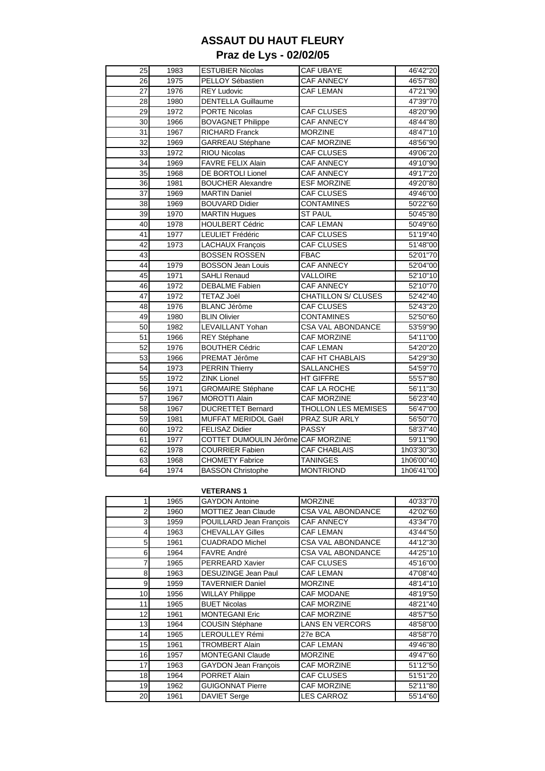# ASSAUT DU HAUT FLEURY

## Praz de Lys - 02/02/05

| | | | | |
|---|---|---|---|---|
| 25 | 1983 | ESTUBIER Nicolas | CAF UBAYE | 46'42"20 |
| 26 | 1975 | PELLOY Sébastien | CAF ANNECY | 46'57"80 |
| 27 | 1976 | REY Ludovic | CAF LEMAN | 47'21"90 |
| 28 | 1980 | DENTELLA Guillaume | | 47'39"70 |
| 29 | 1972 | PORTE Nicolas | CAF CLUSES | 48'20"90 |
| 30 | 1966 | BOVAGNET Philippe | CAF ANNECY | 48'44"80 |
| 31 | 1967 | RICHARD Franck | MORZINE | 48'47"10 |
| 32 | 1969 | GARREAU Stéphane | CAF MORZINE | 48'56"90 |
| 33 | 1972 | RIOU Nicolas | CAF CLUSES | 49'06"20 |
| 34 | 1969 | FAVRE FELIX Alain | CAF ANNECY | 49'10"90 |
| 35 | 1968 | DE BORTOLI Lionel | CAF ANNECY | 49'17"20 |
| 36 | 1981 | BOUCHER Alexandre | ESF MORZINE | 49'20"80 |
| 37 | 1969 | MARTIN Daniel | CAF CLUSES | 49'46"00 |
| 38 | 1969 | BOUVARD Didier | CONTAMINES | 50'22"60 |
| 39 | 1970 | MARTIN Hugues | ST PAUL | 50'45"80 |
| 40 | 1978 | HOULBERT Cédric | CAF LEMAN | 50'49"60 |
| 41 | 1977 | LEULIET Frédéric | CAF CLUSES | 51'19"40 |
| 42 | 1973 | LACHAUX François | CAF CLUSES | 51'48"00 |
| 43 | | BOSSEN ROSSEN | FBAC | 52'01"70 |
| 44 | 1979 | BOSSON Jean Louis | CAF ANNECY | 52'04"00 |
| 45 | 1971 | SAHLI Renaud | VALLOIRE | 52'10"10 |
| 46 | 1972 | DEBALME Fabien | CAF ANNECY | 52'10"70 |
| 47 | 1972 | TETAZ Joël | CHATILLON S/ CLUSES | 52'42"40 |
| 48 | 1976 | BLANC Jérôme | CAF CLUSES | 52'43"20 |
| 49 | 1980 | BLIN Olivier | CONTAMINES | 52'50"60 |
| 50 | 1982 | LEVAILLANT Yohan | CSA VAL ABONDANCE | 53'59"90 |
| 51 | 1966 | REY Stéphane | CAF MORZINE | 54'11"00 |
| 52 | 1976 | BOUTHER Cédric | CAF LEMAN | 54'20"20 |
| 53 | 1966 | PREMAT Jérôme | CAF HT CHABLAIS | 54'29"30 |
| 54 | 1973 | PERRIN Thierry | SALLANCHES | 54'59"70 |
| 55 | 1972 | ZINK Lionel | HT GIFFRE | 55'57"80 |
| 56 | 1971 | GROMAIRE Stéphane | CAF LA ROCHE | 56'11"30 |
| 57 | 1967 | MOROTTI Alain | CAF MORZINE | 56'23"40 |
| 58 | 1967 | DUCRETTET Bernard | THOLLON LES MEMISES | 56'47"00 |
| 59 | 1981 | MUFFAT MERIDOL Gaël | PRAZ SUR ARLY | 56'50"70 |
| 60 | 1972 | FELISAZ Didier | PASSY | 58'37"40 |
| 61 | 1977 | COTTET DUMOULIN Jérôme | CAF MORZINE | 59'11"90 |
| 62 | 1978 | COURRIER Fabien | CAF CHABLAIS | 1h03'30"30 |
| 63 | 1968 | CHOMETY Fabrice | TANINGES | 1h06'00"40 |
| 64 | 1974 | BASSON Christophe | MONTRIOND | 1h06'41"00 |

**VETERANS 1**

| | | | | |
|---|---|---|---|---|
| 1 | 1965 | GAYDON Antoine | MORZINE | 40'33"70 |
| 2 | 1960 | MOTTIEZ Jean Claude | CSA VAL ABONDANCE | 42'02"60 |
| 3 | 1959 | POUILLARD Jean François | CAF ANNECY | 43'34"70 |
| 4 | 1963 | CHEVALLAY Gilles | CAF LEMAN | 43'44"50 |
| 5 | 1961 | CUADRADO Michel | CSA VAL ABONDANCE | 44'12"30 |
| 6 | 1964 | FAVRE André | CSA VAL ABONDANCE | 44'25"10 |
| 7 | 1965 | PERREARD Xavier | CAF CLUSES | 45'16"00 |
| 8 | 1963 | DESUZINGE Jean Paul | CAF LEMAN | 47'08"40 |
| 9 | 1959 | TAVERNIER Daniel | MORZINE | 48'14"10 |
| 10 | 1956 | WILLAY Philippe | CAF MODANE | 48'19"50 |
| 11 | 1965 | BUET Nicolas | CAF MORZINE | 48'21"40 |
| 12 | 1961 | MONTEGANI Eric | CAF MORZINE | 48'57"50 |
| 13 | 1964 | COUSIN Stéphane | LANS EN VERCORS | 48'58"00 |
| 14 | 1965 | LEROULLEY Rémi | 27e BCA | 48'58"70 |
| 15 | 1961 | TROMBERT Alain | CAF LEMAN | 49'46"80 |
| 16 | 1957 | MONTEGANI Claude | MORZINE | 49'47"60 |
| 17 | 1963 | GAYDON Jean François | CAF MORZINE | 51'12"50 |
| 18 | 1964 | PORRET Alain | CAF CLUSES | 51'51"20 |
| 19 | 1962 | GUIGONNAT Pierre | CAF MORZINE | 52'11"80 |
| 20 | 1961 | DAVIET Serge | LES CARROZ | 55'14"60 |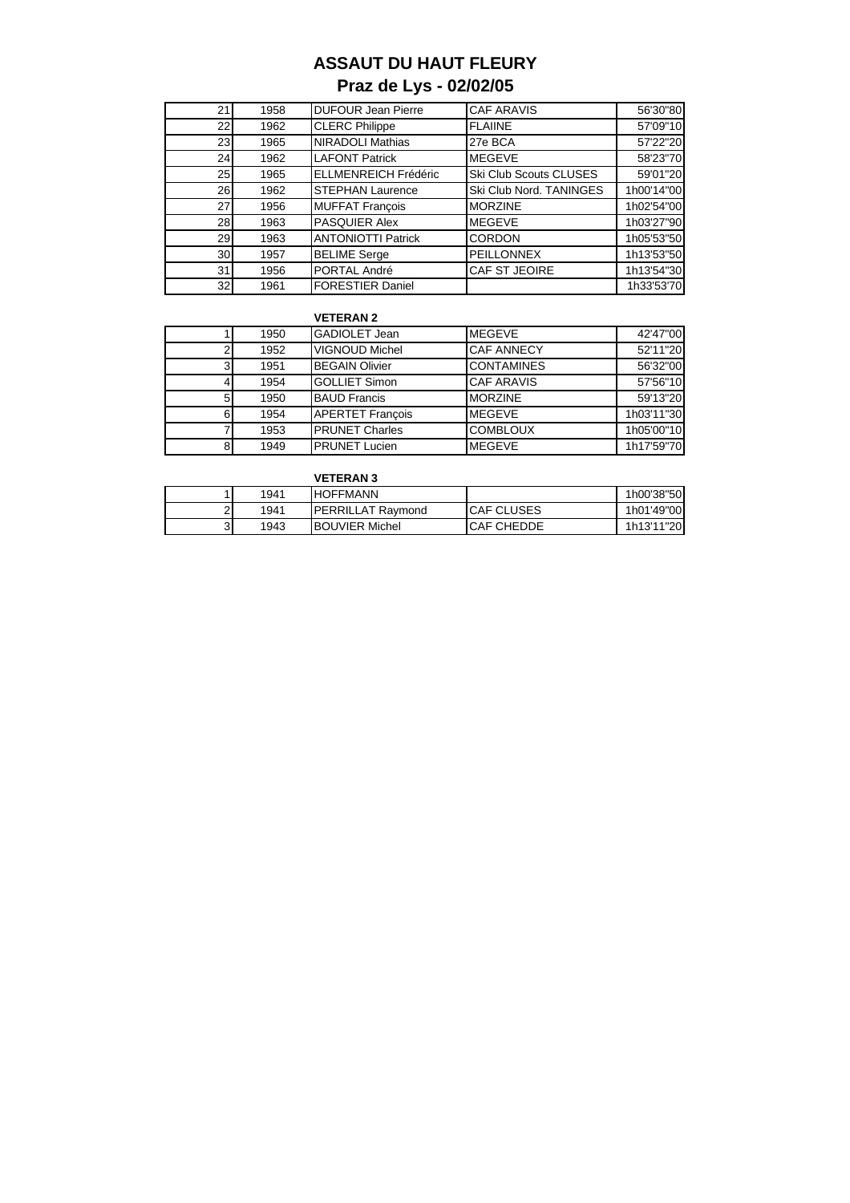# ASSAUT DU HAUT FLEURY

## Praz de Lys - 02/02/05

| | | | | |
|---|---|---|---|---|
| 21 | 1958 | DUFOUR Jean Pierre | CAF ARAVIS | 56'30"80 |
| 22 | 1962 | CLERC Philippe | FLAIINE | 57'09"10 |
| 23 | 1965 | NIRADOLI Mathias | 27e BCA | 57'22"20 |
| 24 | 1962 | LAFONT Patrick | MEGEVE | 58'23"70 |
| 25 | 1965 | ELLMENREICH Frédéric | Ski Club Scouts CLUSES | 59'01"20 |
| 26 | 1962 | STEPHAN Laurence | Ski Club Nord. TANINGES | 1h00'14"00 |
| 27 | 1956 | MUFFAT François | MORZINE | 1h02'54"00 |
| 28 | 1963 | PASQUIER Alex | MEGEVE | 1h03'27"90 |
| 29 | 1963 | ANTONIOTTI Patrick | CORDON | 1h05'53"50 |
| 30 | 1957 | BELIME Serge | PEILLONNEX | 1h13'53"50 |
| 31 | 1956 | PORTAL André | CAF ST JEOIRE | 1h13'54"30 |
| 32 | 1961 | FORESTIER Daniel | | 1h33'53'70 |

**VETERAN 2**

| | | | | |
|---|---|---|---|---|
| 1 | 1950 | GADIOLET Jean | MEGEVE | 42'47"00 |
| 2 | 1952 | VIGNOUD Michel | CAF ANNECY | 52'11"20 |
| 3 | 1951 | BEGAIN Olivier | CONTAMINES | 56'32"00 |
| 4 | 1954 | GOLLIET Simon | CAF ARAVIS | 57'56"10 |
| 5 | 1950 | BAUD Francis | MORZINE | 59'13"20 |
| 6 | 1954 | APERTET François | MEGEVE | 1h03'11"30 |
| 7 | 1953 | PRUNET Charles | COMBLOUX | 1h05'00"10 |
| 8 | 1949 | PRUNET Lucien | MEGEVE | 1h17'59"70 |

**VETERAN 3**

| | | | | |
|---|---|---|---|---|
| 1 | 1941 | HOFFMANN | | 1h00'38"50 |
| 2 | 1941 | PERRILLAT Raymond | CAF CLUSES | 1h01'49"00 |
| 3 | 1943 | BOUVIER Michel | CAF CHEDDE | 1h13'11"20 |